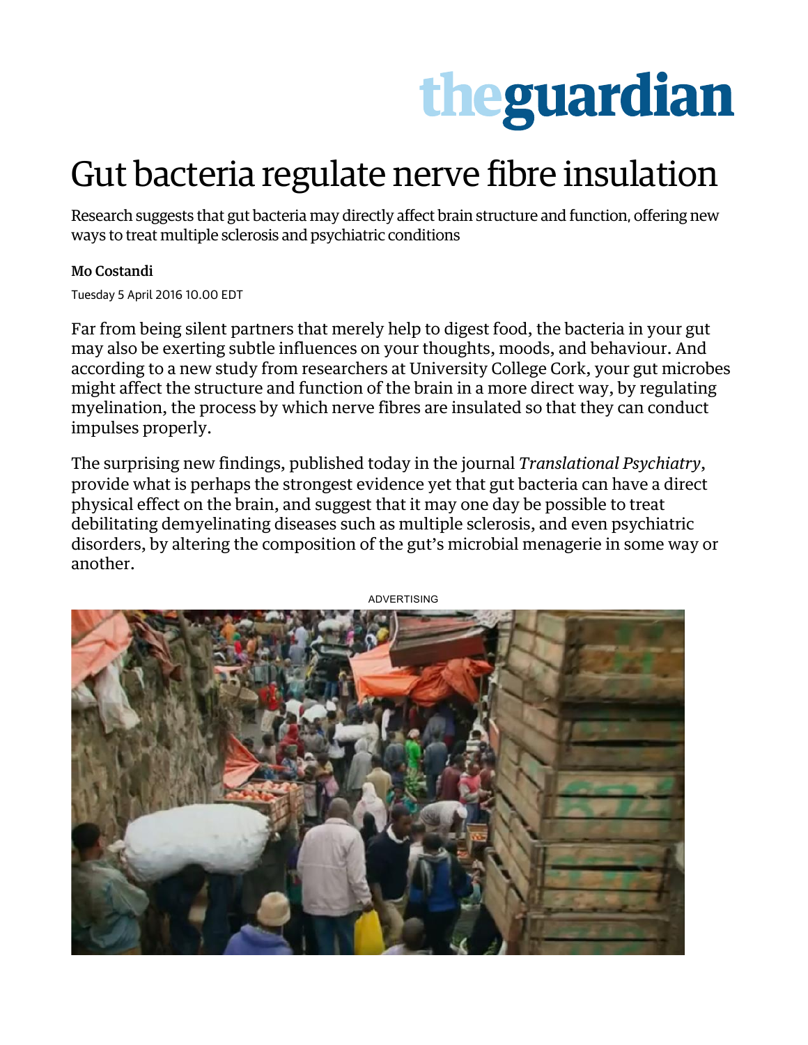# Gut bacteria regulate nerve fibre insulation

Research suggests that gut bacteria may directly affect brain structure and function, offering new ways to treat multiple sclerosis and psychiatric conditions

**Mo Costandi**

Tuesday 5 April 2016 10.00 EDT

Far from being silent partners that merely help to digest food, the bacteria in your gut may also be exerting subtle influences on your thoughts, moods, and behaviour. And according to a new study from researchers at University College Cork, your gut microbes might affect the structure and function of the brain in a more direct way, by regulating myelination, the process by which nerve fibres are insulated so that they can conduct impulses properly.

The surprising new findings, published today in the journal *Translational Psychiatry*, provide what is perhaps the strongest evidence yet that gut bacteria can have a direct physical effect on the brain, and suggest that it may one day be possible to treat debilitating demyelinating diseases such as multiple sclerosis, and even psychiatric disorders, by altering the composition of the gut's microbial menagerie in some way or another.

ADVERTISING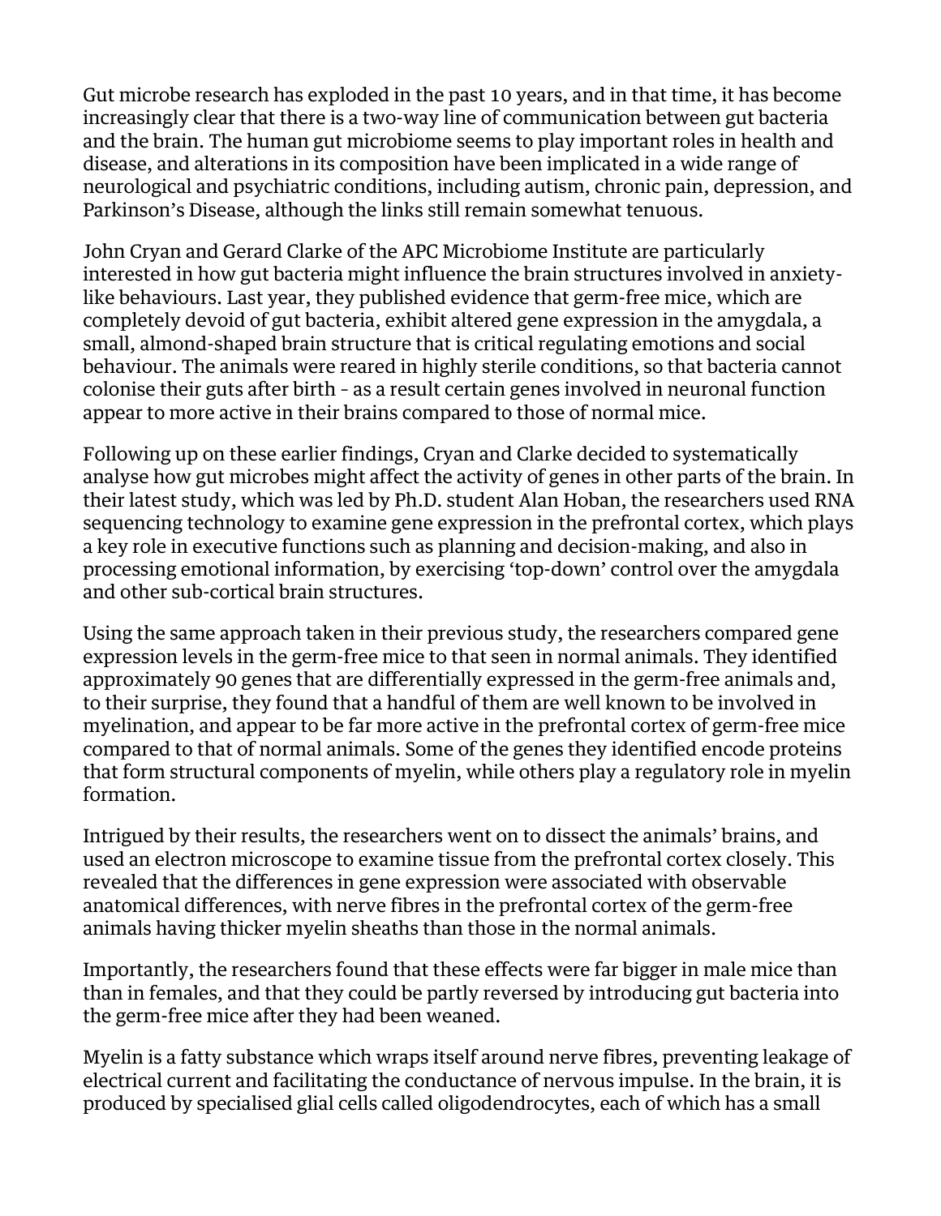Gut microbe research has exploded in the past 10 years, and in that time, it has become increasingly clear that there is a two-way line of communication between gut bacteria and the brain. The human gut microbiome seems to play important roles in health and disease, and alterations in its composition have been implicated in a wide range of neurological and psychiatric conditions, including autism, chronic pain, depression, and Parkinson's Disease, although the links still remain somewhat tenuous.

John Cryan and Gerard Clarke of the APC Microbiome Institute are particularly interested in how gut bacteria might influence the brain structures involved in anxiety-like behaviours. Last year, they published evidence that germ-free mice, which are completely devoid of gut bacteria, exhibit altered gene expression in the amygdala, a small, almond-shaped brain structure that is critical regulating emotions and social behaviour. The animals were reared in highly sterile conditions, so that bacteria cannot colonise their guts after birth - as a result certain genes involved in neuronal function appear to more active in their brains compared to those of normal mice.

Following up on these earlier findings, Cryan and Clarke decided to systematically analyse how gut microbes might affect the activity of genes in other parts of the brain. In their latest study, which was led by Ph.D. student Alan Hoban, the researchers used RNA sequencing technology to examine gene expression in the prefrontal cortex, which plays a key role in executive functions such as planning and decision-making, and also in processing emotional information, by exercising 'top-down' control over the amygdala and other sub-cortical brain structures.

Using the same approach taken in their previous study, the researchers compared gene expression levels in the germ-free mice to that seen in normal animals. They identified approximately 90 genes that are differentially expressed in the germ-free animals and, to their surprise, they found that a handful of them are well known to be involved in myelination, and appear to be far more active in the prefrontal cortex of germ-free mice compared to that of normal animals. Some of the genes they identified encode proteins that form structural components of myelin, while others play a regulatory role in myelin formation.

Intrigued by their results, the researchers went on to dissect the animals' brains, and used an electron microscope to examine tissue from the prefrontal cortex closely. This revealed that the differences in gene expression were associated with observable anatomical differences, with nerve fibres in the prefrontal cortex of the germ-free animals having thicker myelin sheaths than those in the normal animals.

Importantly, the researchers found that these effects were far bigger in male mice than than in females, and that they could be partly reversed by introducing gut bacteria into the germ-free mice after they had been weaned.

Myelin is a fatty substance which wraps itself around nerve fibres, preventing leakage of electrical current and facilitating the conductance of nervous impulse. In the brain, it is produced by specialised glial cells called oligodendrocytes, each of which has a small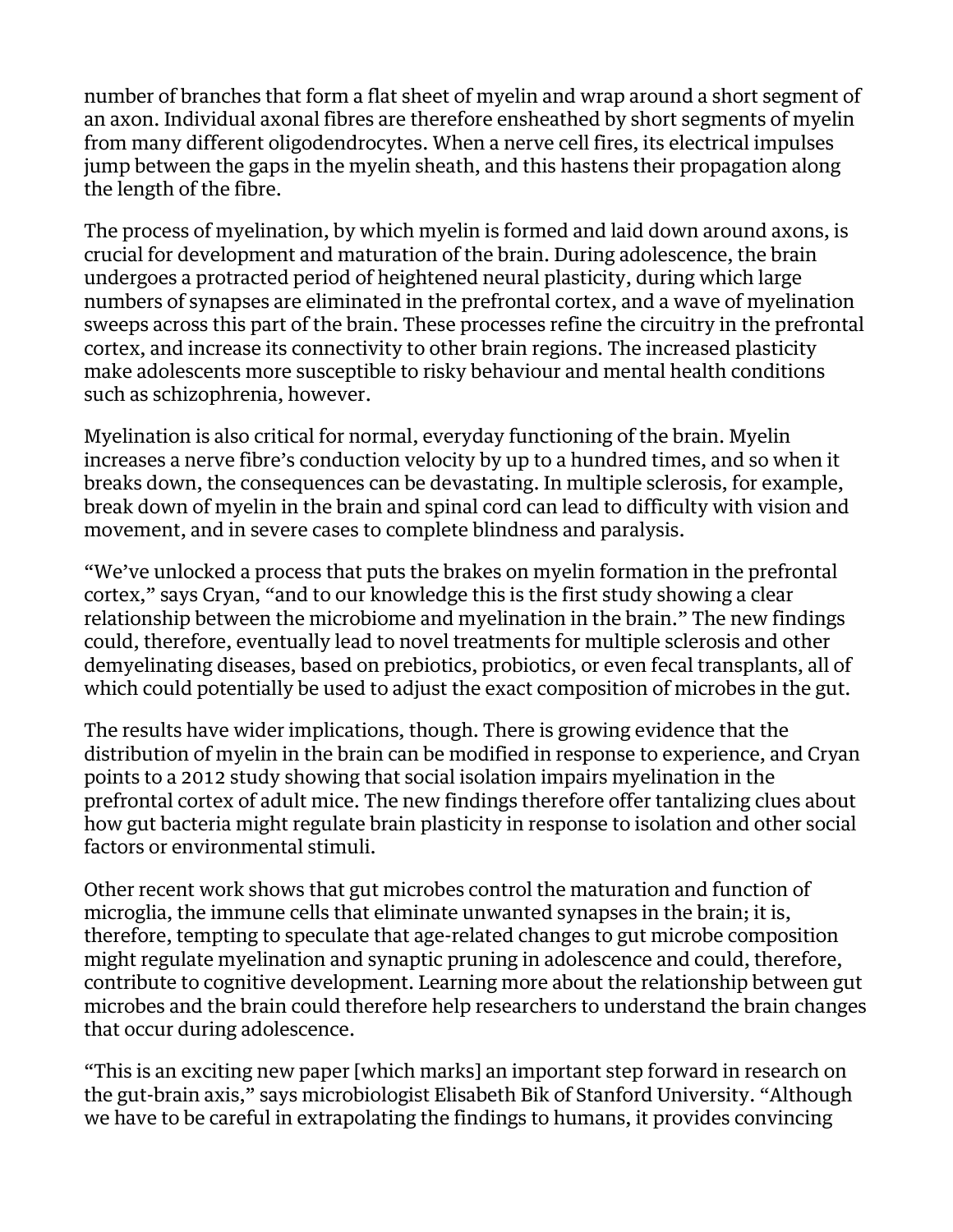number of branches that form a flat sheet of myelin and wrap around a short segment of an axon. Individual axonal fibres are therefore ensheathed by short segments of myelin from many different oligodendrocytes. When a nerve cell fires, its electrical impulses jump between the gaps in the myelin sheath, and this hastens their propagation along the length of the fibre.

The process of myelination, by which myelin is formed and laid down around axons, is crucial for development and maturation of the brain. During adolescence, the brain undergoes a protracted period of heightened neural plasticity, during which large numbers of synapses are eliminated in the prefrontal cortex, and a wave of myelination sweeps across this part of the brain. These processes refine the circuitry in the prefrontal cortex, and increase its connectivity to other brain regions. The increased plasticity make adolescents more susceptible to risky behaviour and mental health conditions such as schizophrenia, however.

Myelination is also critical for normal, everyday functioning of the brain. Myelin increases a nerve fibre's conduction velocity by up to a hundred times, and so when it breaks down, the consequences can be devastating. In multiple sclerosis, for example, break down of myelin in the brain and spinal cord can lead to difficulty with vision and movement, and in severe cases to complete blindness and paralysis.

"We've unlocked a process that puts the brakes on myelin formation in the prefrontal cortex," says Cryan, "and to our knowledge this is the first study showing a clear relationship between the microbiome and myelination in the brain." The new findings could, therefore, eventually lead to novel treatments for multiple sclerosis and other demyelinating diseases, based on prebiotics, probiotics, or even fecal transplants, all of which could potentially be used to adjust the exact composition of microbes in the gut.

The results have wider implications, though. There is growing evidence that the distribution of myelin in the brain can be modified in response to experience, and Cryan points to a 2012 study showing that social isolation impairs myelination in the prefrontal cortex of adult mice. The new findings therefore offer tantalizing clues about how gut bacteria might regulate brain plasticity in response to isolation and other social factors or environmental stimuli.

Other recent work shows that gut microbes control the maturation and function of microglia, the immune cells that eliminate unwanted synapses in the brain; it is, therefore, tempting to speculate that age-related changes to gut microbe composition might regulate myelination and synaptic pruning in adolescence and could, therefore, contribute to cognitive development. Learning more about the relationship between gut microbes and the brain could therefore help researchers to understand the brain changes that occur during adolescence.

"This is an exciting new paper [which marks] an important step forward in research on the gut-brain axis," says microbiologist Elisabeth Bik of Stanford University. "Although we have to be careful in extrapolating the findings to humans, it provides convincing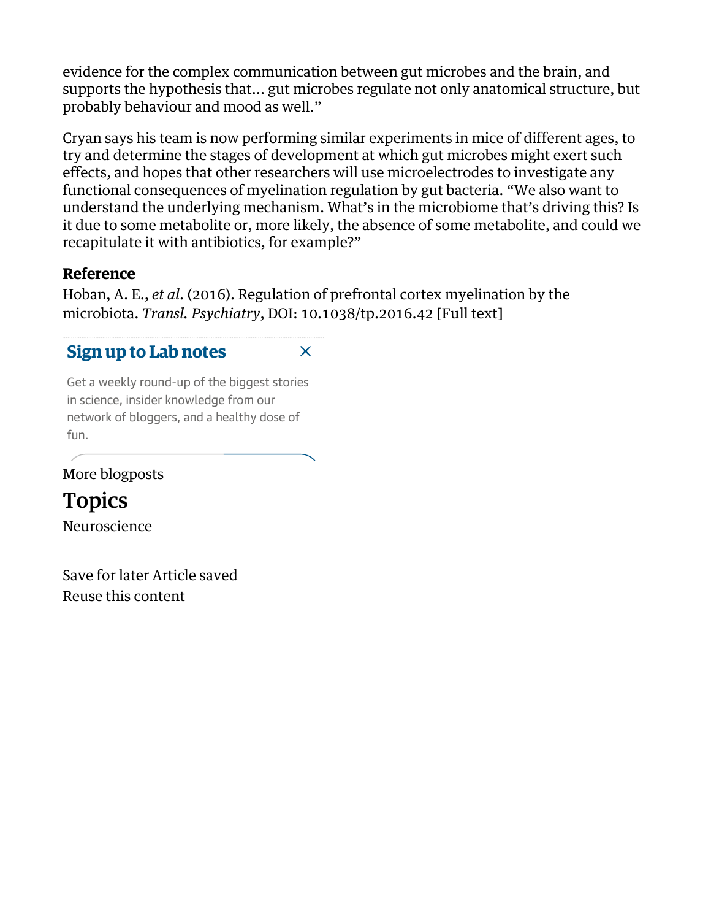evidence for the complex communication between gut microbes and the brain, and supports the hypothesis that… gut microbes regulate not only anatomical structure, but probably behaviour and mood as well."

Cryan says his team is now performing similar experiments in mice of different ages, to try and determine the stages of development at which gut microbes might exert such effects, and hopes that other researchers will use microelectrodes to investigate any functional consequences of myelination regulation by gut bacteria. "We also want to understand the underlying mechanism. What's in the microbiome that's driving this? Is it due to some metabolite or, more likely, the absence of some metabolite, and could we recapitulate it with antibiotics, for example?"

**Reference**

Hoban, A. E., *et al*. (2016). Regulation of prefrontal cortex myelination by the microbiota. *Transl. Psychiatry*, DOI: 10.1038/tp.2016.42 [Full text]

**Sign up to Lab notes**

Get a weekly round-up of the biggest stories in science, insider knowledge from our network of bloggers, and a healthy dose of fun.

More blogposts

## Topics

Neuroscience

Save for later Article saved

Reuse this content